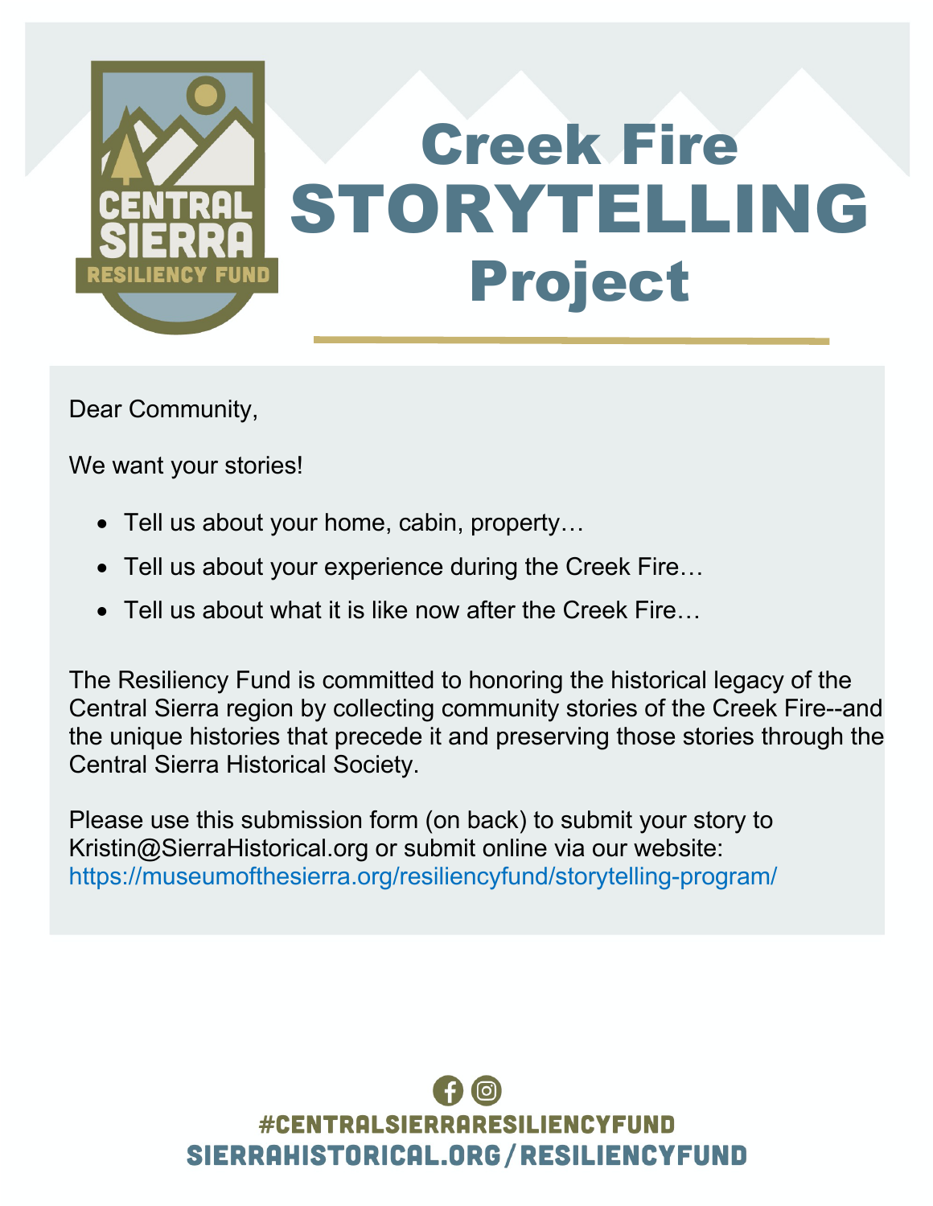CENTRAL SIERRA RESILIENCY FUND

# Creek Fire STORYTELLING Project

Dear Community,

We want your stories!

- Tell us about your home, cabin, property…
- Tell us about your experience during the Creek Fire…
- Tell us about what it is like now after the Creek Fire…

The Resiliency Fund is committed to honoring the historical legacy of the Central Sierra region by collecting community stories of the Creek Fire--and the unique histories that precede it and preserving those stories through the Central Sierra Historical Society.

Please use this submission form (on back) to submit your story to Kristin@SierraHistorical.org or submit online via our website: https://museumofthesierra.org/resiliencyfund/storytelling-program/

#CENTRALSIERRARESILIENCYFUND
SIERRAHISTORICAL.ORG/RESILIENCYFUND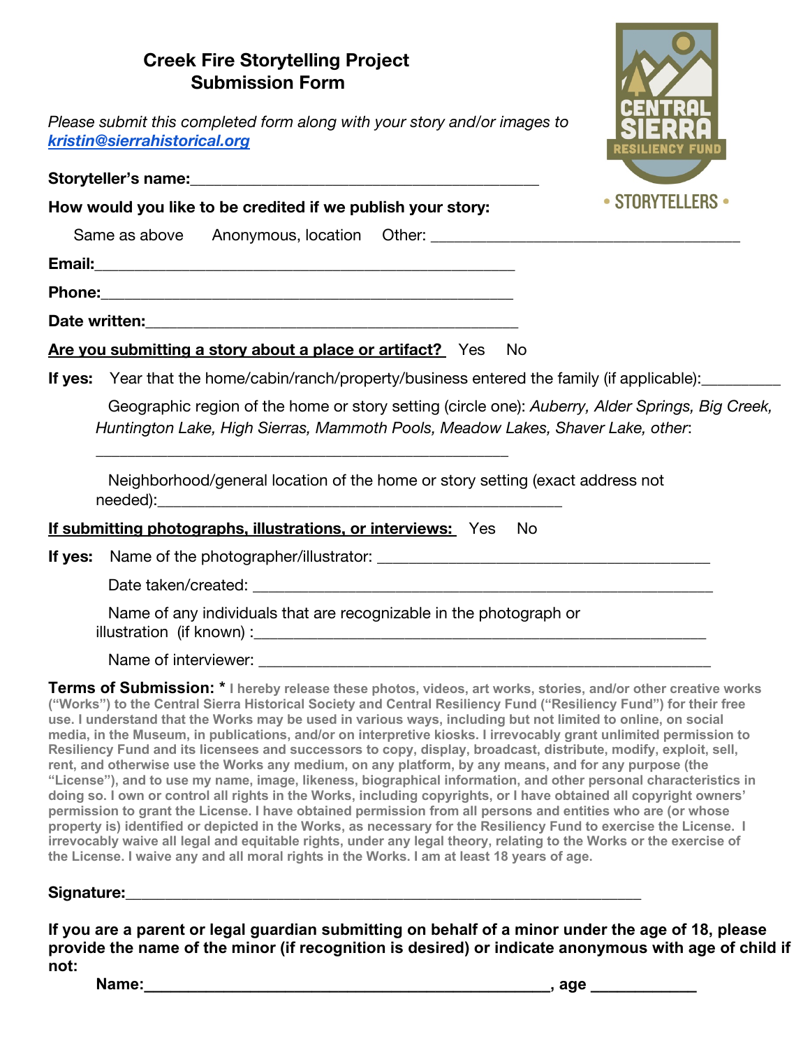# Creek Fire Storytelling Project
## Submission Form

*Please submit this completed form along with your story and/or images to* ***kristin@sierrahistorical.org***

CENTRAL SIERRA RESILIENCY FUND
• STORYTELLERS •

**Storyteller's name:**_______________________________________

**How would you like to be credited if we publish your story:**

Same as above     Anonymous, location     Other: ___________________________________

**Email:**______________________________________________

**Phone:**______________________________________________

**Date written:**_________________________________________

**Are you submitting a story about a place or artifact?** Yes No

**If yes:** Year that the home/cabin/ranch/property/business entered the family (if applicable):_________

Geographic region of the home or story setting (circle one): *Auberry, Alder Springs, Big Creek, Huntington Lake, High Sierras, Mammoth Pools, Meadow Lakes, Shaver Lake, other*:

_______________________________________________

Neighborhood/general location of the home or story setting (exact address not needed):_____________________________________________

**If submitting photographs, illustrations, or interviews:** Yes No

**If yes:** Name of the photographer/illustrator: _____________________________________

Date taken/created: ___________________________________________________

Name of any individuals that are recognizable in the photograph or illustration (if known) :___________________________________________________

Name of interviewer: ___________________________________________________

**Terms of Submission: *** **I hereby release these photos, videos, art works, stories, and/or other creative works ("Works") to the Central Sierra Historical Society and Central Resiliency Fund ("Resiliency Fund") for their free use. I understand that the Works may be used in various ways, including but not limited to online, on social media, in the Museum, in publications, and/or on interpretive kiosks. I irrevocably grant unlimited permission to Resiliency Fund and its licensees and successors to copy, display, broadcast, distribute, modify, exploit, sell, rent, and otherwise use the Works any medium, on any platform, by any means, and for any purpose (the "License"), and to use my name, image, likeness, biographical information, and other personal characteristics in doing so. I own or control all rights in the Works, including copyrights, or I have obtained all copyright owners' permission to grant the License. I have obtained permission from all persons and entities who are (or whose property is) identified or depicted in the Works, as necessary for the Resiliency Fund to exercise the License. I irrevocably waive all legal and equitable rights, under any legal theory, relating to the Works or the exercise of the License. I waive any and all moral rights in the Works. I am at least 18 years of age.**

**Signature:**_________________________________________________________

**If you are a parent or legal guardian submitting on behalf of a minor under the age of 18, please provide the name of the minor (if recognition is desired) or indicate anonymous with age of child if not:**

**Name:**_____________________________________________, **age** ___________